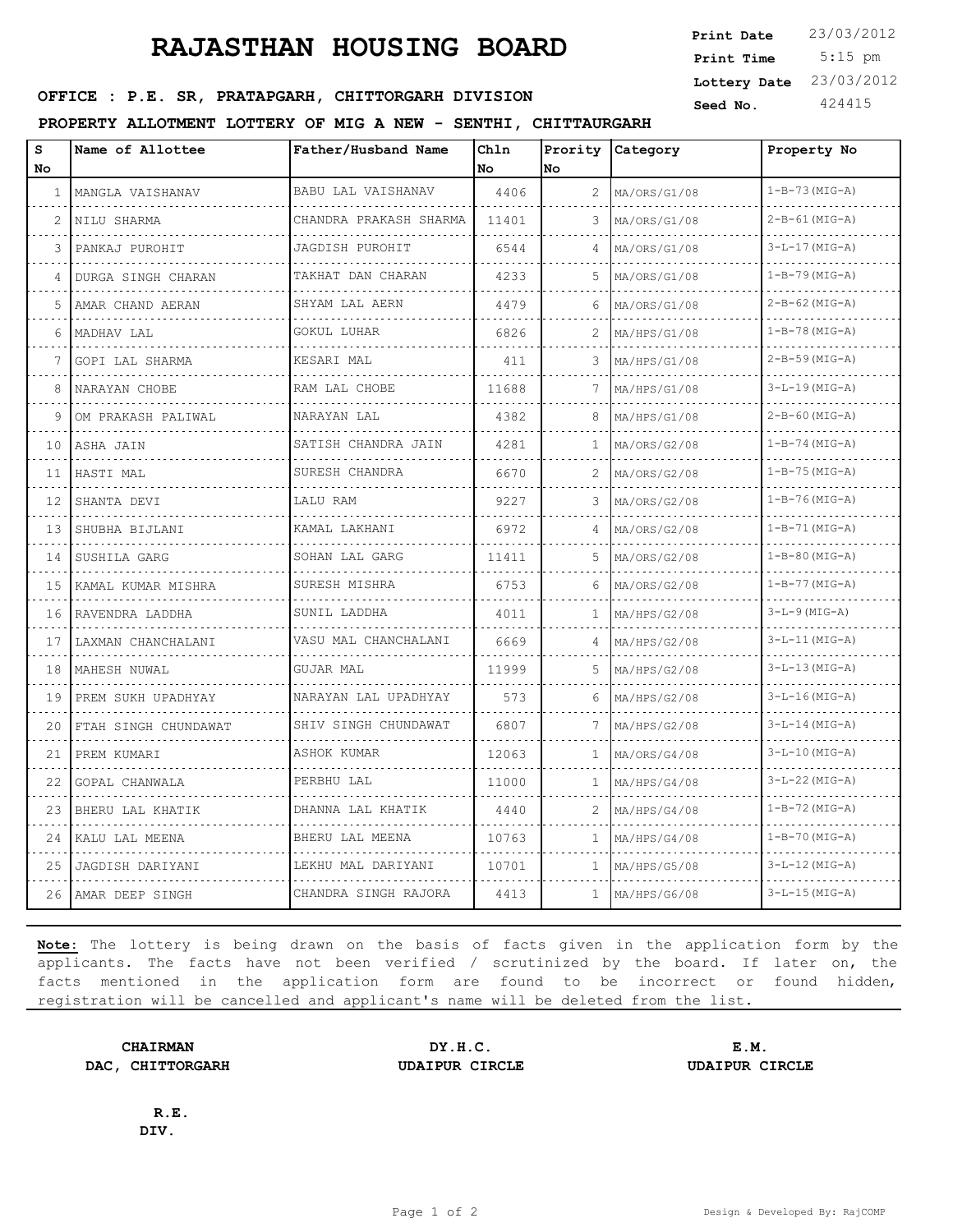# RAJASTHAN HOUSING BOARD

**Print Date** 23/03/2012
**Print Time** 5:15 pm
**Lottery Date** 23/03/2012
**Seed No.** 424415

**OFFICE : P.E. SR, PRATAPGARH, CHITTORGARH DIVISION**

**PROPERTY ALLOTMENT LOTTERY OF MIG A NEW - SENTHI, CHITTAURGARH**

| S No | Name of Allottee | Father/Husband Name | Chln No | Prority No | Category | Property No |
|---|---|---|---|---|---|---|
| 1 | MANGLA VAISHANAV | BABU LAL VAISHANAV | 4406 | 2 | MA/ORS/G1/08 | 1-B-73(MIG-A) |
| 2 | NILU SHARMA | CHANDRA PRAKASH SHARMA | 11401 | 3 | MA/ORS/G1/08 | 2-B-61(MIG-A) |
| 3 | PANKAJ PUROHIT | JAGDISH PUROHIT | 6544 | 4 | MA/ORS/G1/08 | 3-L-17(MIG-A) |
| 4 | DURGA SINGH CHARAN | TAKHAT DAN CHARAN | 4233 | 5 | MA/ORS/G1/08 | 1-B-79(MIG-A) |
| 5 | AMAR CHAND AERAN | SHYAM LAL AERN | 4479 | 6 | MA/ORS/G1/08 | 2-B-62(MIG-A) |
| 6 | MADHAV LAL | GOKUL LUHAR | 6826 | 2 | MA/HPS/G1/08 | 1-B-78(MIG-A) |
| 7 | GOPI LAL SHARMA | KESARI MAL | 411 | 3 | MA/HPS/G1/08 | 2-B-59(MIG-A) |
| 8 | NARAYAN CHOBE | RAM LAL CHOBE | 11688 | 7 | MA/HPS/G1/08 | 3-L-19(MIG-A) |
| 9 | OM PRAKASH PALIWAL | NARAYAN LAL | 4382 | 8 | MA/HPS/G1/08 | 2-B-60(MIG-A) |
| 10 | ASHA JAIN | SATISH CHANDRA JAIN | 4281 | 1 | MA/ORS/G2/08 | 1-B-74(MIG-A) |
| 11 | HASTI MAL | SURESH CHANDRA | 6670 | 2 | MA/ORS/G2/08 | 1-B-75(MIG-A) |
| 12 | SHANTA DEVI | LALU RAM | 9227 | 3 | MA/ORS/G2/08 | 1-B-76(MIG-A) |
| 13 | SHUBHA BIJLANI | KAMAL LAKHANI | 6972 | 4 | MA/ORS/G2/08 | 1-B-71(MIG-A) |
| 14 | SUSHILA GARG | SOHAN LAL GARG | 11411 | 5 | MA/ORS/G2/08 | 1-B-80(MIG-A) |
| 15 | KAMAL KUMAR MISHRA | SURESH MISHRA | 6753 | 6 | MA/ORS/G2/08 | 1-B-77(MIG-A) |
| 16 | RAVENDRA LADDHA | SUNIL LADDHA | 4011 | 1 | MA/HPS/G2/08 | 3-L-9(MIG-A) |
| 17 | LAXMAN CHANCHALANI | VASU MAL CHANCHALANI | 6669 | 4 | MA/HPS/G2/08 | 3-L-11(MIG-A) |
| 18 | MAHESH NUWAL | GUJAR MAL | 11999 | 5 | MA/HPS/G2/08 | 3-L-13(MIG-A) |
| 19 | PREM SUKH UPADHYAY | NARAYAN LAL UPADHYAY | 573 | 6 | MA/HPS/G2/08 | 3-L-16(MIG-A) |
| 20 | FTAH SINGH CHUNDAWAT | SHIV SINGH CHUNDAWAT | 6807 | 7 | MA/HPS/G2/08 | 3-L-14(MIG-A) |
| 21 | PREM KUMARI | ASHOK KUMAR | 12063 | 1 | MA/ORS/G4/08 | 3-L-10(MIG-A) |
| 22 | GOPAL CHANWALA | PERBHU LAL | 11000 | 1 | MA/HPS/G4/08 | 3-L-22(MIG-A) |
| 23 | BHERU LAL KHATIK | DHANNA LAL KHATIK | 4440 | 2 | MA/HPS/G4/08 | 1-B-72(MIG-A) |
| 24 | KALU LAL MEENA | BHERU LAL MEENA | 10763 | 1 | MA/HPS/G4/08 | 1-B-70(MIG-A) |
| 25 | JAGDISH DARIYANI | LEKHU MAL DARIYANI | 10701 | 1 | MA/HPS/G5/08 | 3-L-12(MIG-A) |
| 26 | AMAR DEEP SINGH | CHANDRA SINGH RAJORA | 4413 | 1 | MA/HPS/G6/08 | 3-L-15(MIG-A) |

**Note:** The lottery is being drawn on the basis of facts given in the application form by the applicants. The facts have not been verified / scrutinized by the board. If later on, the facts mentioned in the application form are found to be incorrect or found hidden, registration will be cancelled and applicant's name will be deleted from the list.

**CHAIRMAN**
**DAC, CHITTORGARH**

**DY.H.C.**
**UDAIPUR CIRCLE**

**E.M.**
**UDAIPUR CIRCLE**

**R.E.**
**DIV.**

Design & Developed By: RajCOMP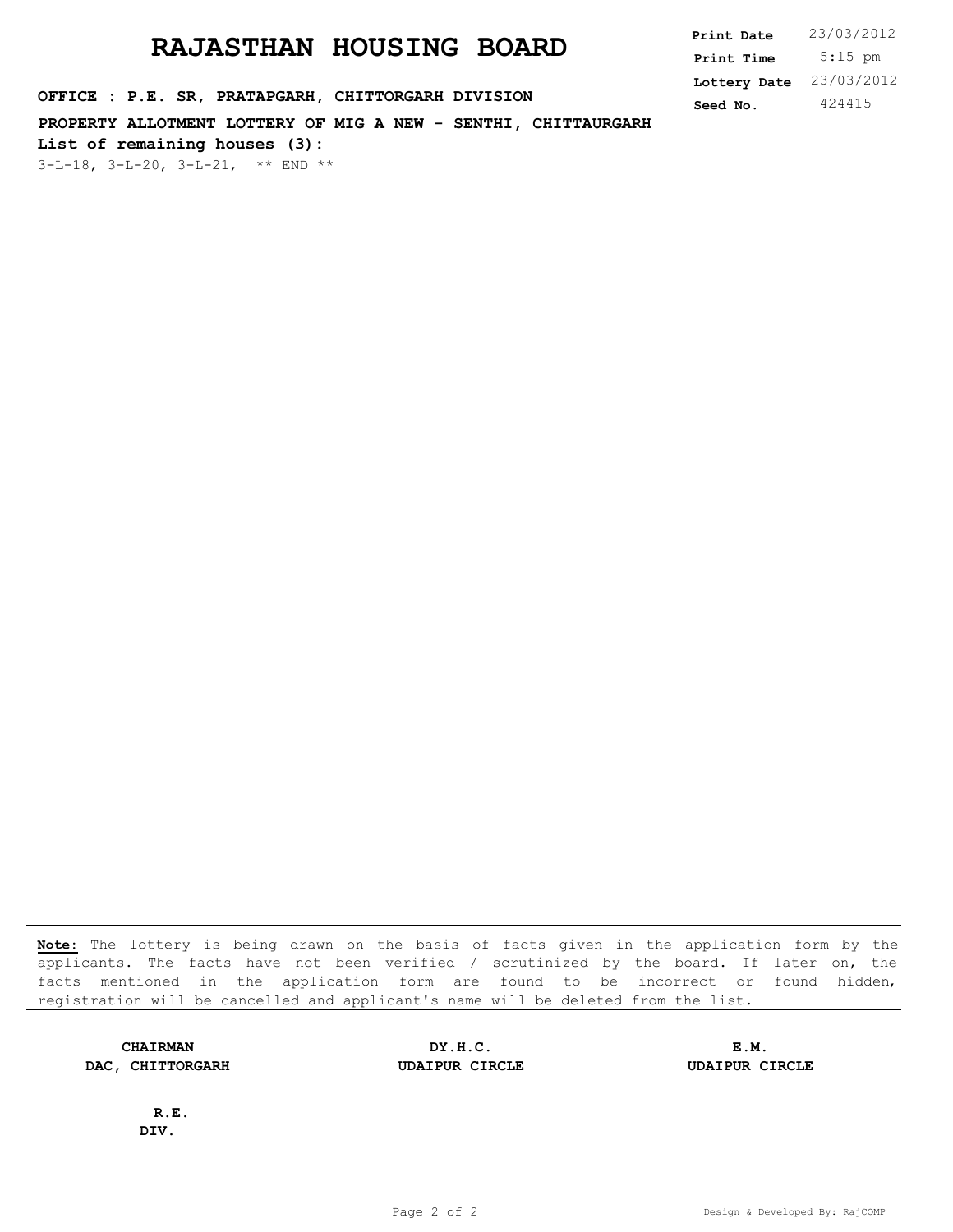# RAJASTHAN HOUSING BOARD

| | |
|---|---|
| **Print Date** | 23/03/2012 |
| **Print Time** | 5:15 pm |
| **Lottery Date** | 23/03/2012 |
| **Seed No.** | 424415 |

**OFFICE : P.E. SR, PRATAPGARH, CHITTORGARH DIVISION**

**PROPERTY ALLOTMENT LOTTERY OF MIG A NEW - SENTHI, CHITTAURGARH**

**List of remaining houses (3):**

3-L-18, 3-L-20, 3-L-21, ** END **

**Note:** The lottery is being drawn on the basis of facts given in the application form by the applicants. The facts have not been verified / scrutinized by the board. If later on, the facts mentioned in the application form are found to be incorrect or found hidden, registration will be cancelled and applicant's name will be deleted from the list.

| | | |
|---|---|---|
| **CHAIRMAN**<br>**DAC, CHITTORGARH** | **DY.H.C.**<br>**UDAIPUR CIRCLE** | **E.M.**<br>**UDAIPUR CIRCLE** |

**R.E.**
**DIV.**

Design & Developed By: RajCOMP